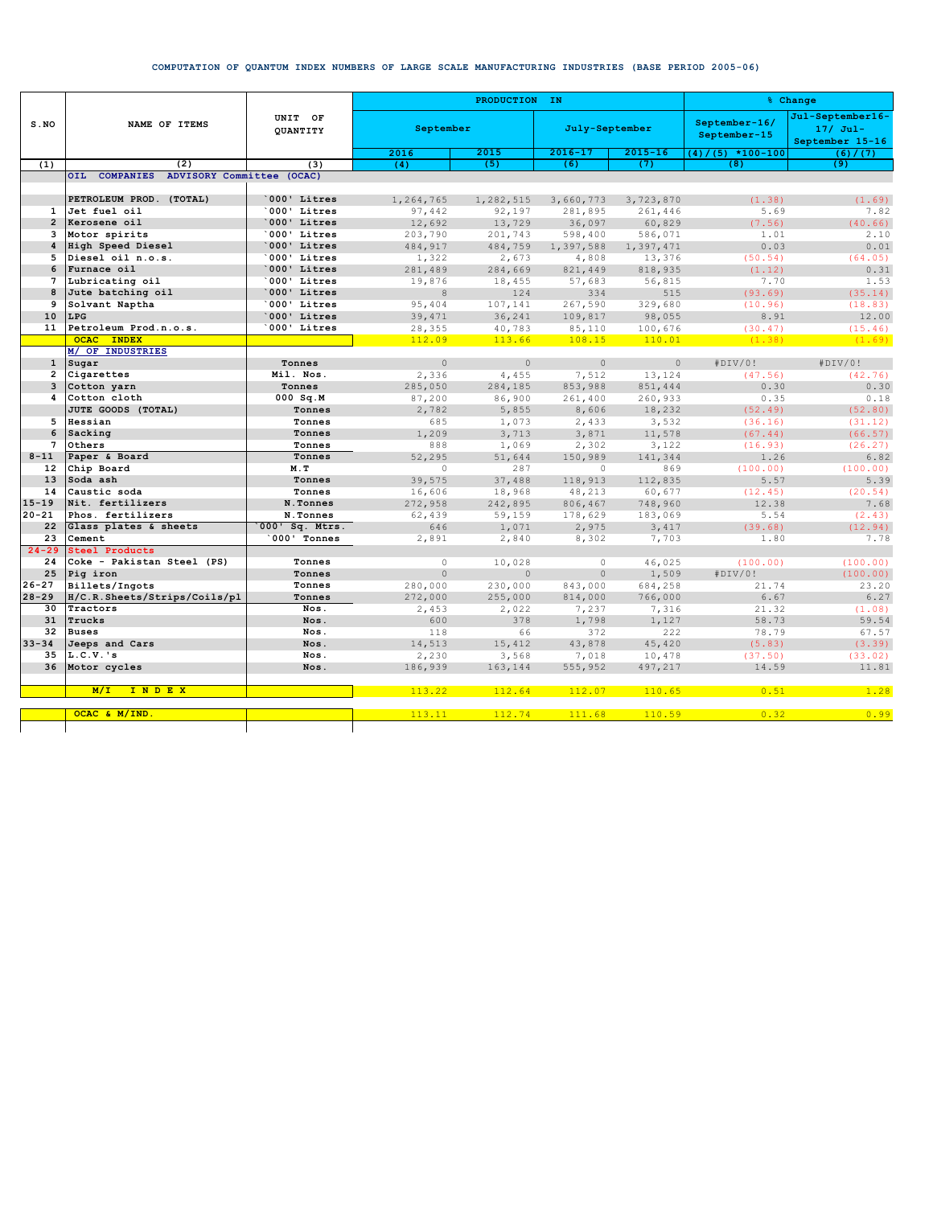# COMPUTATION OF QUANTUM INDEX NUMBERS OF LARGE SCALE MANUFACTURING INDUSTRIES (BASE PERIOD 2005-06)

| S.NO | NAME OF ITEMS | UNIT OF QUANTITY | PRODUCTION IN | | | | % Change | |
|---|---|---|---|---|---|---|---|---|
| | | | September | | July-September | | September-16/ September-15 | Jul-September16-17/ Jul-September 15-16 |
| | | | 2016 | 2015 | 2016-17 | 2015-16 | (4)/(5) *100-100 | (6)/(7) |
| (1) | (2) | (3) | (4) | (5) | (6) | (7) | (8) | (9) |
| | OIL COMPANIES ADVISORY Committee (OCAC) | | | | | | | |
| | PETROLEUM PROD. (TOTAL) | `000' Litres | 1,264,765 | 1,282,515 | 3,660,773 | 3,723,870 | (1.38) | (1.69) |
| 1 | Jet fuel oil | `000' Litres | 97,442 | 92,197 | 281,895 | 261,446 | 5.69 | 7.82 |
| 2 | Kerosene oil | `000' Litres | 12,692 | 13,729 | 36,097 | 60,829 | (7.56) | (40.66) |
| 3 | Motor spirits | `000' Litres | 203,790 | 201,743 | 598,400 | 586,071 | 1.01 | 2.10 |
| 4 | High Speed Diesel | `000' Litres | 484,917 | 484,759 | 1,397,588 | 1,397,471 | 0.03 | 0.01 |
| 5 | Diesel oil n.o.s. | `000' Litres | 1,322 | 2,673 | 4,808 | 13,376 | (50.54) | (64.05) |
| 6 | Furnace oil | `000' Litres | 281,489 | 284,669 | 821,449 | 818,935 | (1.12) | 0.31 |
| 7 | Lubricating oil | `000' Litres | 19,876 | 18,455 | 57,683 | 56,815 | 7.70 | 1.53 |
| 8 | Jute batching oil | `000' Litres | 8 | 124 | 334 | 515 | (93.69) | (35.14) |
| 9 | Solvant Naptha | `000' Litres | 95,404 | 107,141 | 267,590 | 329,680 | (10.96) | (18.83) |
| 10 | LPG | `000' Litres | 39,471 | 36,241 | 109,817 | 98,055 | 8.91 | 12.00 |
| 11 | Petroleum Prod.n.o.s. | `000' Litres | 28,355 | 40,783 | 85,110 | 100,676 | (30.47) | (15.46) |
| | OCAC INDEX | | 112.09 | 113.66 | 108.15 | 110.01 | (1.38) | (1.69) |
| | M/ OF INDUSTRIES | | | | | | | |
| 1 | Sugar | Tonnes | 0 | 0 | 0 | 0 | #DIV/0! | #DIV/0! |
| 2 | Cigarettes | Mil. Nos. | 2,336 | 4,455 | 7,512 | 13,124 | (47.56) | (42.76) |
| 3 | Cotton yarn | Tonnes | 285,050 | 284,185 | 853,988 | 851,444 | 0.30 | 0.30 |
| 4 | Cotton cloth | 000 Sq.M | 87,200 | 86,900 | 261,400 | 260,933 | 0.35 | 0.18 |
| | JUTE GOODS (TOTAL) | Tonnes | 2,782 | 5,855 | 8,606 | 18,232 | (52.49) | (52.80) |
| 5 | Hessian | Tonnes | 685 | 1,073 | 2,433 | 3,532 | (36.16) | (31.12) |
| 6 | Sacking | Tonnes | 1,209 | 3,713 | 3,871 | 11,578 | (67.44) | (66.57) |
| 7 | Others | Tonnes | 888 | 1,069 | 2,302 | 3,122 | (16.93) | (26.27) |
| 8-11 | Paper & Board | Tonnes | 52,295 | 51,644 | 150,989 | 141,344 | 1.26 | 6.82 |
| 12 | Chip Board | M.T | 0 | 287 | 0 | 869 | (100.00) | (100.00) |
| 13 | Soda ash | Tonnes | 39,575 | 37,488 | 118,913 | 112,835 | 5.57 | 5.39 |
| 14 | Caustic soda | Tonnes | 16,606 | 18,968 | 48,213 | 60,677 | (12.45) | (20.54) |
| 15-19 | Nit. fertilizers | N.Tonnes | 272,958 | 242,895 | 806,467 | 748,960 | 12.38 | 7.68 |
| 20-21 | Phos. fertilizers | N.Tonnes | 62,439 | 59,159 | 178,629 | 183,069 | 5.54 | (2.43) |
| 22 | Glass plates & sheets | `000' Sq. Mtrs. | 646 | 1,071 | 2,975 | 3,417 | (39.68) | (12.94) |
| 23 | Cement | `000' Tonnes | 2,891 | 2,840 | 8,302 | 7,703 | 1.80 | 7.78 |
| 24-29 | Steel Products | | | | | | | |
| 24 | Coke - Pakistan Steel (PS) | Tonnes | 0 | 10,028 | 0 | 46,025 | (100.00) | (100.00) |
| 25 | Pig iron | Tonnes | 0 | 0 | 0 | 1,509 | #DIV/0! | (100.00) |
| 26-27 | Billets/Ingots | Tonnes | 280,000 | 230,000 | 843,000 | 684,258 | 21.74 | 23.20 |
| 28-29 | H/C.R.Sheets/Strips/Coils/pl | Tonnes | 272,000 | 255,000 | 814,000 | 766,000 | 6.67 | 6.27 |
| 30 | Tractors | Nos. | 2,453 | 2,022 | 7,237 | 7,316 | 21.32 | (1.08) |
| 31 | Trucks | Nos. | 600 | 378 | 1,798 | 1,127 | 58.73 | 59.54 |
| 32 | Buses | Nos. | 118 | 66 | 372 | 222 | 78.79 | 67.57 |
| 33-34 | Jeeps and Cars | Nos. | 14,513 | 15,412 | 43,878 | 45,420 | (5.83) | (3.39) |
| 35 | L.C.V.'s | Nos. | 2,230 | 3,568 | 7,018 | 10,478 | (37.50) | (33.02) |
| 36 | Motor cycles | Nos. | 186,939 | 163,144 | 555,952 | 497,217 | 14.59 | 11.81 |
| | M/I I N D E X | | 113.22 | 112.64 | 112.07 | 110.65 | 0.51 | 1.28 |
| | OCAC & M/IND. | | 113.11 | 112.74 | 111.68 | 110.59 | 0.32 | 0.99 |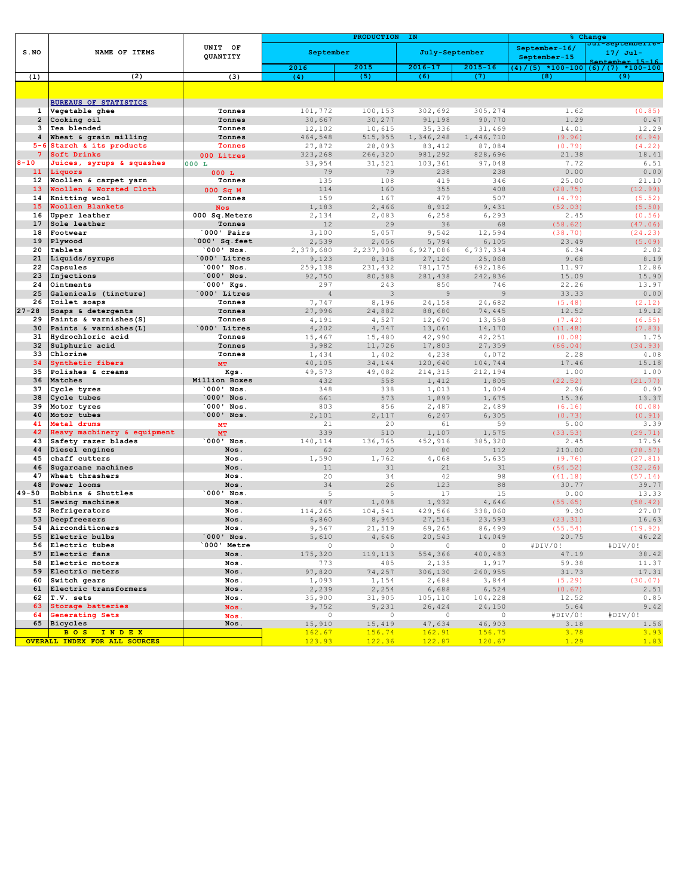| S.NO | NAME OF ITEMS | UNIT OF QUANTITY | PRODUCTION IN | | | | % Change | |
|---|---|---|---|---|---|---|---|---|
| | | | September | | July-September | | September-16/ September-15 | Jul-September16-17/ Jul-September 15-16 |
| | | | 2016 | 2015 | 2016-17 | 2015-16 | (4)/(5) *100-100 | (6)/(7) *100-100 |
| (1) | (2) | (3) | (4) | (5) | (6) | (7) | (8) | (9) |
| | BUREAUS OF STATISTICS | | | | | | | |
| 1 | Vegetable ghee | Tonnes | 101,772 | 100,153 | 302,692 | 305,274 | 1.62 | (0.85) |
| 2 | Cooking oil | Tonnes | 30,667 | 30,277 | 91,198 | 90,770 | 1.29 | 0.47 |
| 3 | Tea blended | Tonnes | 12,102 | 10,615 | 35,336 | 31,469 | 14.01 | 12.29 |
| 4 | Wheat & grain milling | Tonnes | 464,548 | 515,955 | 1,346,248 | 1,446,710 | (9.96) | (6.94) |
| 5-6 | Starch & its products | Tonnes | 27,872 | 28,093 | 83,412 | 87,084 | (0.79) | (4.22) |
| 7 | Soft Drinks | 000 Litres | 323,268 | 266,320 | 981,292 | 828,696 | 21.38 | 18.41 |
| 8-10 | Juices, syrups & squashes | 000 L | 33,954 | 31,521 | 103,361 | 97,048 | 7.72 | 6.51 |
| 11 | Liquors | 000 L | 79 | 79 | 238 | 238 | 0.00 | 0.00 |
| 12 | Woollen & carpet yarn | Tonnes | 135 | 108 | 419 | 346 | 25.00 | 21.10 |
| 13 | Woollen & Worsted Cloth | 000 Sq M | 114 | 160 | 355 | 408 | (28.75) | (12.99) |
| 14 | Knitting wool | Tonnes | 159 | 167 | 479 | 507 | (4.79) | (5.52) |
| 15 | Woollen Blankets | Nos | 1,183 | 2,466 | 8,912 | 9,431 | (52.03) | (5.50) |
| 16 | Upper leather | 000 Sq.Meters | 2,134 | 2,083 | 6,258 | 6,293 | 2.45 | (0.56) |
| 17 | Sole leather | Tonnes | 12 | 29 | 36 | 68 | (58.62) | (47.06) |
| 18 | Footwear | `000' Pairs | 3,100 | 5,057 | 9,542 | 12,594 | (38.70) | (24.23) |
| 19 | Plywood | `000' Sq.feet | 2,539 | 2,056 | 5,794 | 6,105 | 23.49 | (5.09) |
| 20 | Tablets | `000' Nos. | 2,379,680 | 2,237,906 | 6,927,086 | 6,737,334 | 6.34 | 2.82 |
| 21 | Liquids/syrups | `000' Litres | 9,123 | 8,318 | 27,120 | 25,068 | 9.68 | 8.19 |
| 22 | Capsules | `000' Nos. | 259,138 | 231,432 | 781,175 | 692,186 | 11.97 | 12.86 |
| 23 | Injections | `000' Nos. | 92,750 | 80,588 | 281,438 | 242,836 | 15.09 | 15.90 |
| 24 | Ointments | `000' Kgs. | 297 | 243 | 850 | 746 | 22.26 | 13.97 |
| 25 | Galenicals (tincture) | `000' Litres | 4 | 3 | 9 | 9 | 33.33 | 0.00 |
| 26 | Toilet soaps | Tonnes | 7,747 | 8,196 | 24,158 | 24,682 | (5.48) | (2.12) |
| 27-28 | Soaps & detergents | Tonnes | 27,996 | 24,882 | 88,680 | 74,445 | 12.52 | 19.12 |
| 29 | Paints & varnishes(S) | Tonnes | 4,191 | 4,527 | 12,670 | 13,558 | (7.42) | (6.55) |
| 30 | Paints & varnishes(L) | `000' Litres | 4,202 | 4,747 | 13,061 | 14,170 | (11.48) | (7.83) |
| 31 | Hydrochloric acid | Tonnes | 15,467 | 15,480 | 42,990 | 42,251 | (0.08) | 1.75 |
| 32 | Sulphuric acid | Tonnes | 3,982 | 11,726 | 17,803 | 27,359 | (66.04) | (34.93) |
| 33 | Chlorine | Tonnes | 1,434 | 1,402 | 4,238 | 4,072 | 2.28 | 4.08 |
| 34 | Synthetic fibers | MT | 40,105 | 34,144 | 120,640 | 104,744 | 17.46 | 15.18 |
| 35 | Polishes & creams | Kgs. | 49,573 | 49,082 | 214,315 | 212,194 | 1.00 | 1.00 |
| 36 | Matches | Million Boxes | 432 | 558 | 1,412 | 1,805 | (22.52) | (21.77) |
| 37 | Cycle tyres | `000' Nos. | 348 | 338 | 1,013 | 1,004 | 2.96 | 0.90 |
| 38 | Cycle tubes | `000' Nos. | 661 | 573 | 1,899 | 1,675 | 15.36 | 13.37 |
| 39 | Motor tyres | `000' Nos. | 803 | 856 | 2,487 | 2,489 | (6.16) | (0.08) |
| 40 | Motor tubes | `000' Nos. | 2,101 | 2,117 | 6,247 | 6,305 | (0.73) | (0.91) |
| 41 | Metal drums | MT | 21 | 20 | 61 | 59 | 5.00 | 3.39 |
| 42 | Heavy machinery & equipment | MT | 339 | 510 | 1,107 | 1,575 | (33.53) | (29.71) |
| 43 | Safety razer blades | `000' Nos. | 140,114 | 136,765 | 452,916 | 385,320 | 2.45 | 17.54 |
| 44 | Diesel engines | Nos. | 62 | 20 | 80 | 112 | 210.00 | (28.57) |
| 45 | chaff cutters | Nos. | 1,590 | 1,762 | 4,068 | 5,635 | (9.76) | (27.81) |
| 46 | Sugarcane machines | Nos. | 11 | 31 | 21 | 31 | (64.52) | (32.26) |
| 47 | Wheat thrashers | Nos. | 20 | 34 | 42 | 98 | (41.18) | (57.14) |
| 48 | Power looms | Nos. | 34 | 26 | 123 | 88 | 30.77 | 39.77 |
| 49-50 | Bobbins & Shuttles | `000' Nos. | 5 | 5 | 17 | 15 | 0.00 | 13.33 |
| 51 | Sewing machines | Nos. | 487 | 1,098 | 1,932 | 4,646 | (55.65) | (58.42) |
| 52 | Refrigerators | Nos. | 114,265 | 104,541 | 429,566 | 338,060 | 9.30 | 27.07 |
| 53 | Deepfreezers | Nos. | 6,860 | 8,945 | 27,516 | 23,593 | (23.31) | 16.63 |
| 54 | Airconditioners | Nos. | 9,567 | 21,519 | 69,265 | 86,499 | (55.54) | (19.92) |
| 55 | Electric bulbs | `000' Nos. | 5,610 | 4,646 | 20,543 | 14,049 | 20.75 | 46.22 |
| 56 | Electric tubes | `000' Metre | 0 | 0 | 0 | 0 | #DIV/0! | #DIV/0! |
| 57 | Electric fans | Nos. | 175,320 | 119,113 | 554,366 | 400,483 | 47.19 | 38.42 |
| 58 | Electric motors | Nos. | 773 | 485 | 2,135 | 1,917 | 59.38 | 11.37 |
| 59 | Electric meters | Nos. | 97,820 | 74,257 | 306,130 | 260,955 | 31.73 | 17.31 |
| 60 | Switch gears | Nos. | 1,093 | 1,154 | 2,688 | 3,844 | (5.29) | (30.07) |
| 61 | Electric transformers | Nos. | 2,239 | 2,254 | 6,688 | 6,524 | (0.67) | 2.51 |
| 62 | T.V. sets | Nos. | 35,900 | 31,905 | 105,110 | 104,228 | 12.52 | 0.85 |
| 63 | Storage batteries | Nos. | 9,752 | 9,231 | 26,424 | 24,150 | 5.64 | 9.42 |
| 64 | Generating Sets | Nos. | 0 | 0 | 0 | 0 | #DIV/0! | #DIV/0! |
| 65 | Bicycles | Nos. | 15,910 | 15,419 | 47,634 | 46,903 | 3.18 | 1.56 |
| | B O S I N D E X | | 162.67 | 156.74 | 162.91 | 156.75 | 3.78 | 3.93 |
| | OVERALL INDEX FOR ALL SOURCES | | 123.93 | 122.36 | 122.87 | 120.67 | 1.29 | 1.83 |